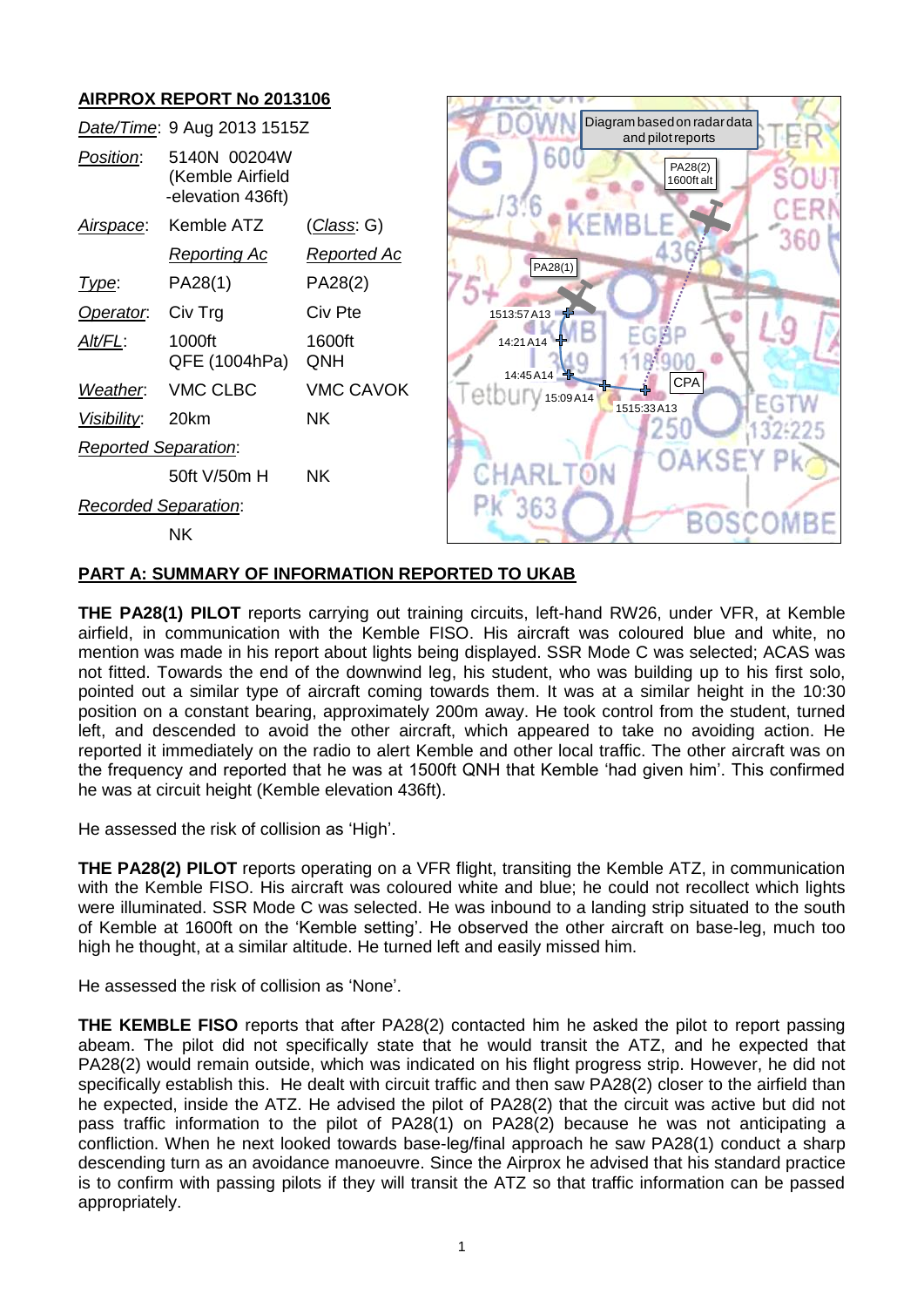## AIRPROX REPORT No 2013106

| | | |
|---|---|---|
| *Date/Time*: | 9 Aug 2013 1515Z | |
| *Position*: | 5140N 00204W (Kemble Airfield -elevation 436ft) | |
| *Airspace*: | Kemble ATZ | (*Class*: G) |
| | *Reporting Ac* | *Reported Ac* |
| *Type*: | PA28(1) | PA28(2) |
| *Operator*: | Civ Trg | Civ Pte |
| *Alt/FL*: | 1000ft QFE (1004hPa) | 1600ft QNH |
| *Weather*: | VMC CLBC | VMC CAVOK |
| *Visibility*: | 20km | NK |
| *Reported Separation*: | | |
| | 50ft V/50m H | NK |
| *Recorded Separation*: | | |
| | NK | |

## PART A: SUMMARY OF INFORMATION REPORTED TO UKAB

**THE PA28(1) PILOT** reports carrying out training circuits, left-hand RW26, under VFR, at Kemble airfield, in communication with the Kemble FISO. His aircraft was coloured blue and white, no mention was made in his report about lights being displayed. SSR Mode C was selected; ACAS was not fitted. Towards the end of the downwind leg, his student, who was building up to his first solo, pointed out a similar type of aircraft coming towards them. It was at a similar height in the 10:30 position on a constant bearing, approximately 200m away. He took control from the student, turned left, and descended to avoid the other aircraft, which appeared to take no avoiding action. He reported it immediately on the radio to alert Kemble and other local traffic. The other aircraft was on the frequency and reported that he was at 1500ft QNH that Kemble 'had given him'. This confirmed he was at circuit height (Kemble elevation 436ft).

He assessed the risk of collision as 'High'.

**THE PA28(2) PILOT** reports operating on a VFR flight, transiting the Kemble ATZ, in communication with the Kemble FISO. His aircraft was coloured white and blue; he could not recollect which lights were illuminated. SSR Mode C was selected. He was inbound to a landing strip situated to the south of Kemble at 1600ft on the 'Kemble setting'. He observed the other aircraft on base-leg, much too high he thought, at a similar altitude. He turned left and easily missed him.

He assessed the risk of collision as 'None'.

**THE KEMBLE FISO** reports that after PA28(2) contacted him he asked the pilot to report passing abeam. The pilot did not specifically state that he would transit the ATZ, and he expected that PA28(2) would remain outside, which was indicated on his flight progress strip. However, he did not specifically establish this. He dealt with circuit traffic and then saw PA28(2) closer to the airfield than he expected, inside the ATZ. He advised the pilot of PA28(2) that the circuit was active but did not pass traffic information to the pilot of PA28(1) on PA28(2) because he was not anticipating a confliction. When he next looked towards base-leg/final approach he saw PA28(1) conduct a sharp descending turn as an avoidance manoeuvre. Since the Airprox he advised that his standard practice is to confirm with passing pilots if they will transit the ATZ so that traffic information can be passed appropriately.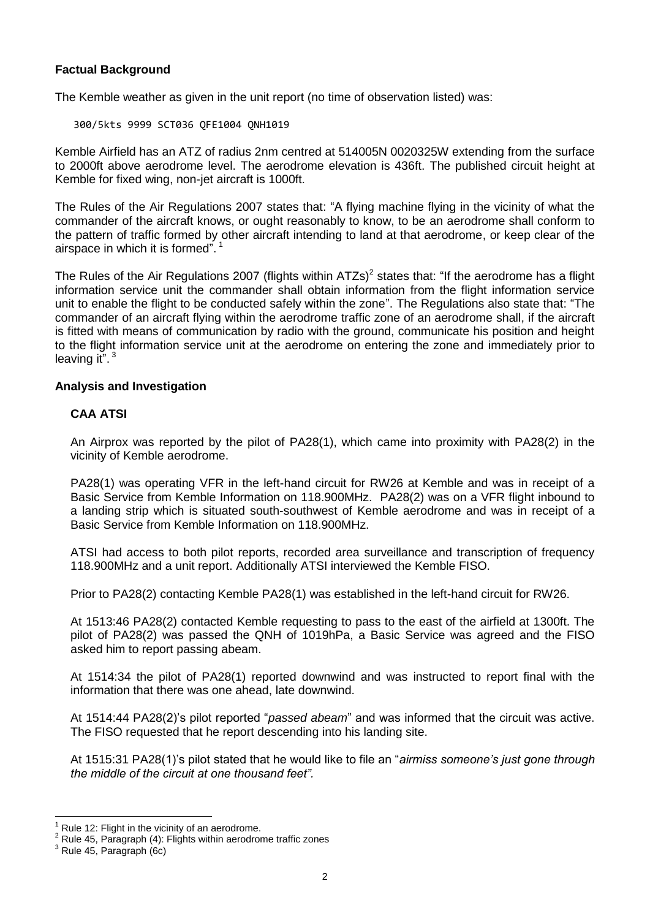**Factual Background**

The Kemble weather as given in the unit report (no time of observation listed) was:

```
300/5kts 9999 SCT036 QFE1004 QNH1019
```

Kemble Airfield has an ATZ of radius 2nm centred at 514005N 0020325W extending from the surface to 2000ft above aerodrome level. The aerodrome elevation is 436ft. The published circuit height at Kemble for fixed wing, non-jet aircraft is 1000ft.

The Rules of the Air Regulations 2007 states that: "A flying machine flying in the vicinity of what the commander of the aircraft knows, or ought reasonably to know, to be an aerodrome shall conform to the pattern of traffic formed by other aircraft intending to land at that aerodrome, or keep clear of the airspace in which it is formed".[1]

The Rules of the Air Regulations 2007 (flights within ATZs)[2] states that: "If the aerodrome has a flight information service unit the commander shall obtain information from the flight information service unit to enable the flight to be conducted safely within the zone". The Regulations also state that: "The commander of an aircraft flying within the aerodrome traffic zone of an aerodrome shall, if the aircraft is fitted with means of communication by radio with the ground, communicate his position and height to the flight information service unit at the aerodrome on entering the zone and immediately prior to leaving it".[3]

**Analysis and Investigation**

**CAA ATSI**

An Airprox was reported by the pilot of PA28(1), which came into proximity with PA28(2) in the vicinity of Kemble aerodrome.

PA28(1) was operating VFR in the left-hand circuit for RW26 at Kemble and was in receipt of a Basic Service from Kemble Information on 118.900MHz. PA28(2) was on a VFR flight inbound to a landing strip which is situated south-southwest of Kemble aerodrome and was in receipt of a Basic Service from Kemble Information on 118.900MHz.

ATSI had access to both pilot reports, recorded area surveillance and transcription of frequency 118.900MHz and a unit report. Additionally ATSI interviewed the Kemble FISO.

Prior to PA28(2) contacting Kemble PA28(1) was established in the left-hand circuit for RW26.

At 1513:46 PA28(2) contacted Kemble requesting to pass to the east of the airfield at 1300ft. The pilot of PA28(2) was passed the QNH of 1019hPa, a Basic Service was agreed and the FISO asked him to report passing abeam.

At 1514:34 the pilot of PA28(1) reported downwind and was instructed to report final with the information that there was one ahead, late downwind.

At 1514:44 PA28(2)'s pilot reported "*passed abeam*" and was informed that the circuit was active. The FISO requested that he report descending into his landing site.

At 1515:31 PA28(1)'s pilot stated that he would like to file an "*airmiss someone's just gone through the middle of the circuit at one thousand feet"*.

---

[1] Rule 12: Flight in the vicinity of an aerodrome.
[2] Rule 45, Paragraph (4): Flights within aerodrome traffic zones
[3] Rule 45, Paragraph (6c)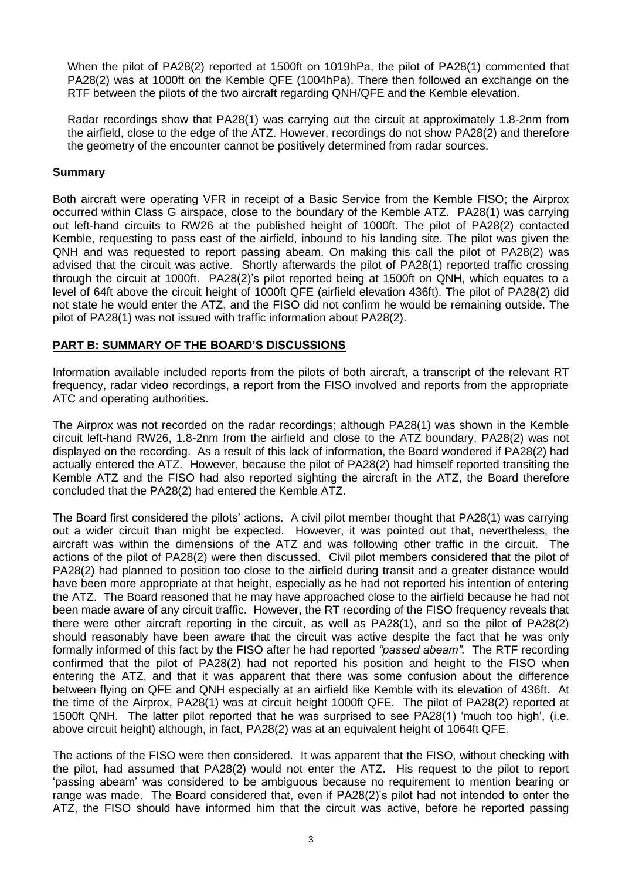When the pilot of PA28(2) reported at 1500ft on 1019hPa, the pilot of PA28(1) commented that PA28(2) was at 1000ft on the Kemble QFE (1004hPa). There then followed an exchange on the RTF between the pilots of the two aircraft regarding QNH/QFE and the Kemble elevation.

Radar recordings show that PA28(1) was carrying out the circuit at approximately 1.8-2nm from the airfield, close to the edge of the ATZ. However, recordings do not show PA28(2) and therefore the geometry of the encounter cannot be positively determined from radar sources.

## Summary

Both aircraft were operating VFR in receipt of a Basic Service from the Kemble FISO; the Airprox occurred within Class G airspace, close to the boundary of the Kemble ATZ. PA28(1) was carrying out left-hand circuits to RW26 at the published height of 1000ft. The pilot of PA28(2) contacted Kemble, requesting to pass east of the airfield, inbound to his landing site. The pilot was given the QNH and was requested to report passing abeam. On making this call the pilot of PA28(2) was advised that the circuit was active. Shortly afterwards the pilot of PA28(1) reported traffic crossing through the circuit at 1000ft. PA28(2)'s pilot reported being at 1500ft on QNH, which equates to a level of 64ft above the circuit height of 1000ft QFE (airfield elevation 436ft). The pilot of PA28(2) did not state he would enter the ATZ, and the FISO did not confirm he would be remaining outside. The pilot of PA28(1) was not issued with traffic information about PA28(2).

## PART B: SUMMARY OF THE BOARD'S DISCUSSIONS

Information available included reports from the pilots of both aircraft, a transcript of the relevant RT frequency, radar video recordings, a report from the FISO involved and reports from the appropriate ATC and operating authorities.

The Airprox was not recorded on the radar recordings; although PA28(1) was shown in the Kemble circuit left-hand RW26, 1.8-2nm from the airfield and close to the ATZ boundary, PA28(2) was not displayed on the recording. As a result of this lack of information, the Board wondered if PA28(2) had actually entered the ATZ. However, because the pilot of PA28(2) had himself reported transiting the Kemble ATZ and the FISO had also reported sighting the aircraft in the ATZ, the Board therefore concluded that the PA28(2) had entered the Kemble ATZ.

The Board first considered the pilots' actions. A civil pilot member thought that PA28(1) was carrying out a wider circuit than might be expected. However, it was pointed out that, nevertheless, the aircraft was within the dimensions of the ATZ and was following other traffic in the circuit. The actions of the pilot of PA28(2) were then discussed. Civil pilot members considered that the pilot of PA28(2) had planned to position too close to the airfield during transit and a greater distance would have been more appropriate at that height, especially as he had not reported his intention of entering the ATZ. The Board reasoned that he may have approached close to the airfield because he had not been made aware of any circuit traffic. However, the RT recording of the FISO frequency reveals that there were other aircraft reporting in the circuit, as well as PA28(1), and so the pilot of PA28(2) should reasonably have been aware that the circuit was active despite the fact that he was only formally informed of this fact by the FISO after he had reported *"passed abeam".* The RTF recording confirmed that the pilot of PA28(2) had not reported his position and height to the FISO when entering the ATZ, and that it was apparent that there was some confusion about the difference between flying on QFE and QNH especially at an airfield like Kemble with its elevation of 436ft. At the time of the Airprox, PA28(1) was at circuit height 1000ft QFE. The pilot of PA28(2) reported at 1500ft QNH. The latter pilot reported that he was surprised to see PA28(1) 'much too high', (i.e. above circuit height) although, in fact, PA28(2) was at an equivalent height of 1064ft QFE.

The actions of the FISO were then considered. It was apparent that the FISO, without checking with the pilot, had assumed that PA28(2) would not enter the ATZ. His request to the pilot to report 'passing abeam' was considered to be ambiguous because no requirement to mention bearing or range was made. The Board considered that, even if PA28(2)'s pilot had not intended to enter the ATZ, the FISO should have informed him that the circuit was active, before he reported passing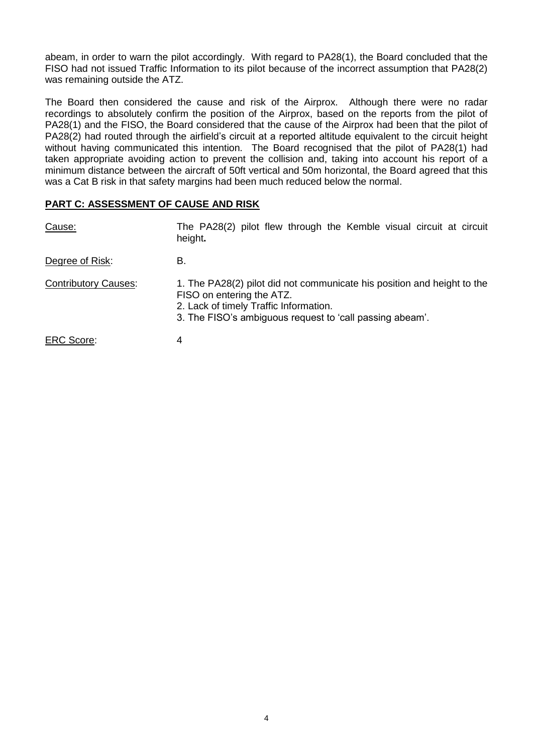abeam, in order to warn the pilot accordingly. With regard to PA28(1), the Board concluded that the FISO had not issued Traffic Information to its pilot because of the incorrect assumption that PA28(2) was remaining outside the ATZ.

The Board then considered the cause and risk of the Airprox. Although there were no radar recordings to absolutely confirm the position of the Airprox, based on the reports from the pilot of PA28(1) and the FISO, the Board considered that the cause of the Airprox had been that the pilot of PA28(2) had routed through the airfield's circuit at a reported altitude equivalent to the circuit height without having communicated this intention. The Board recognised that the pilot of PA28(1) had taken appropriate avoiding action to prevent the collision and, taking into account his report of a minimum distance between the aircraft of 50ft vertical and 50m horizontal, the Board agreed that this was a Cat B risk in that safety margins had been much reduced below the normal.

## PART C: ASSESSMENT OF CAUSE AND RISK

| | |
|---|---|
| Cause: | The PA28(2) pilot flew through the Kemble visual circuit at circuit height**.** |
| Degree of Risk: | B. |
| Contributory Causes: | 1. The PA28(2) pilot did not communicate his position and height to the FISO on entering the ATZ.<br>2. Lack of timely Traffic Information.<br>3. The FISO's ambiguous request to 'call passing abeam'. |
| ERC Score: | 4 |